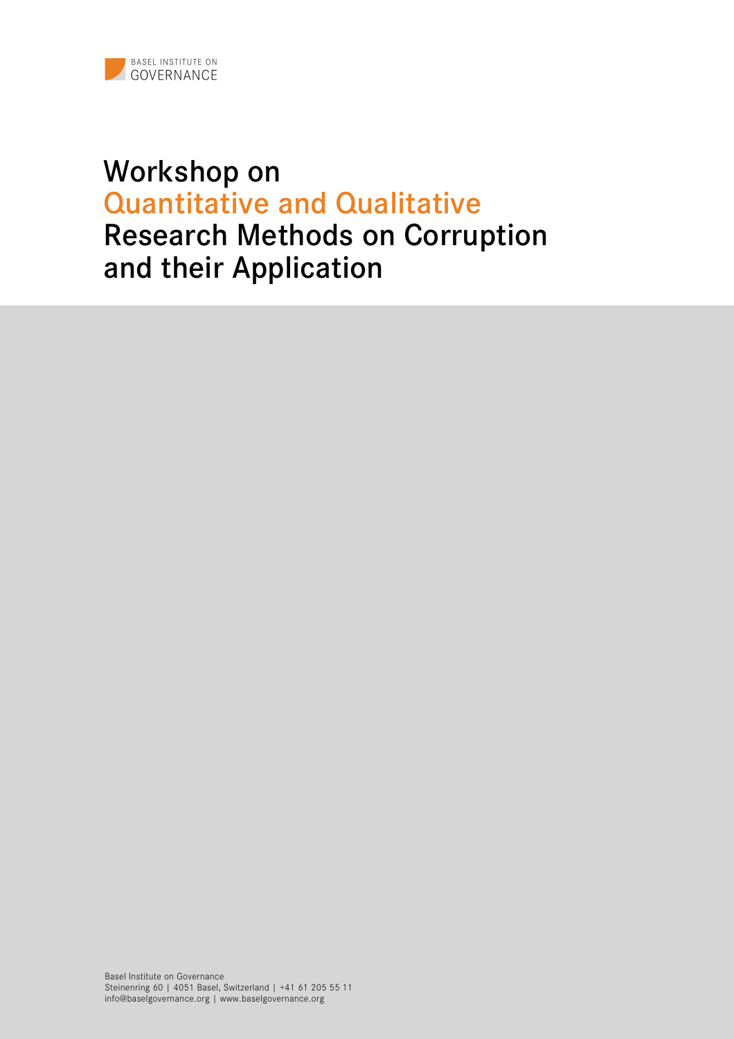BASEL INSTITUTE ON GOVERNANCE

# Workshop on Quantitative and Qualitative Research Methods on Corruption and their Application

Basel Institute on Governance
Steinenring 60 | 4051 Basel, Switzerland | +41 61 205 55 11
info@baselgovernance.org | www.baselgovernance.org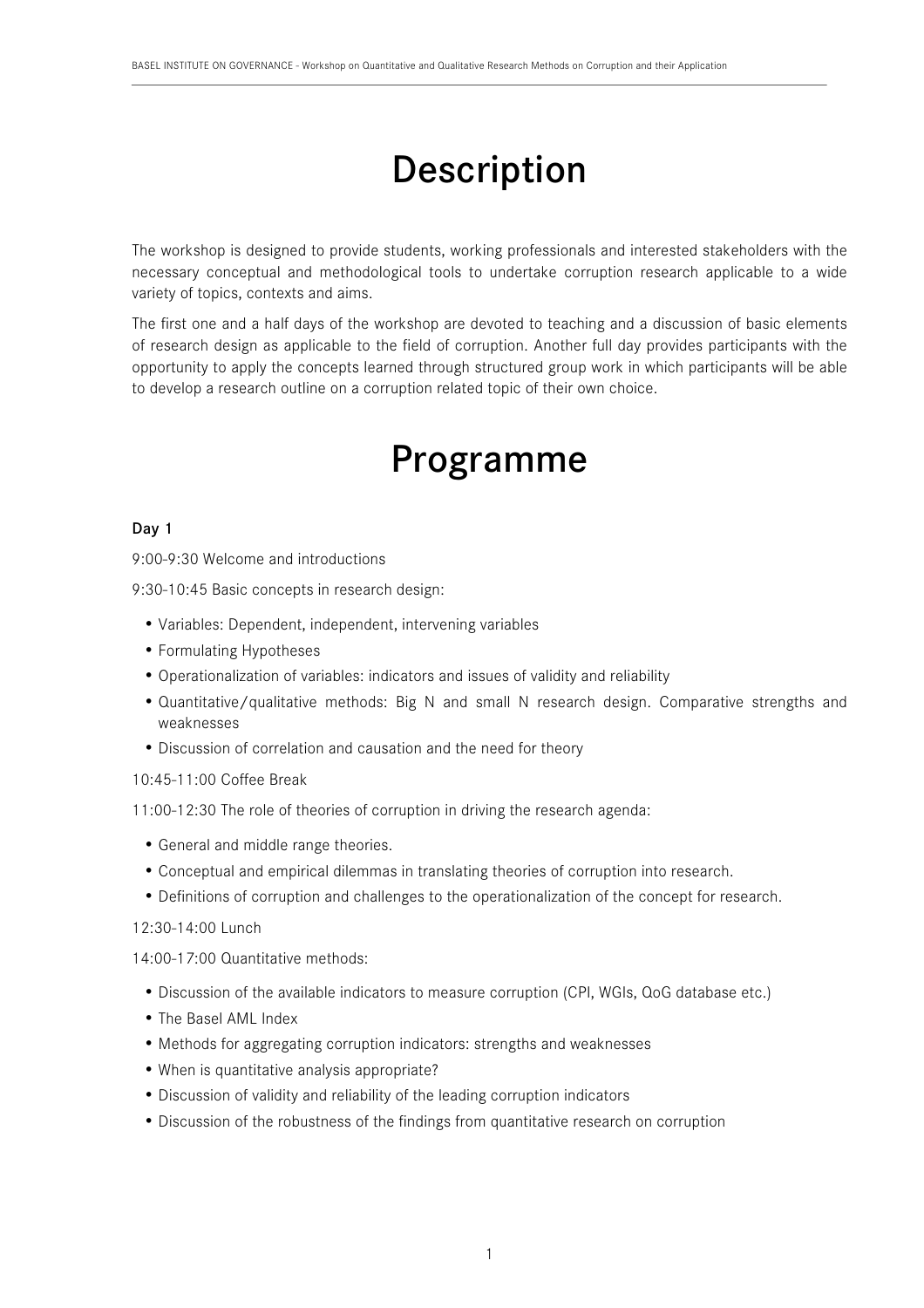# Description

The workshop is designed to provide students, working professionals and interested stakeholders with the necessary conceptual and methodological tools to undertake corruption research applicable to a wide variety of topics, contexts and aims.

The first one and a half days of the workshop are devoted to teaching and a discussion of basic elements of research design as applicable to the field of corruption. Another full day provides participants with the opportunity to apply the concepts learned through structured group work in which participants will be able to develop a research outline on a corruption related topic of their own choice.

# Programme

**Day 1**

9:00-9:30 Welcome and introductions

9:30-10:45 Basic concepts in research design:

- Variables: Dependent, independent, intervening variables
- Formulating Hypotheses
- Operationalization of variables: indicators and issues of validity and reliability
- Quantitative/qualitative methods: Big N and small N research design. Comparative strengths and weaknesses
- Discussion of correlation and causation and the need for theory

10:45-11:00 Coffee Break

11:00-12:30 The role of theories of corruption in driving the research agenda:

- General and middle range theories.
- Conceptual and empirical dilemmas in translating theories of corruption into research.
- Definitions of corruption and challenges to the operationalization of the concept for research.

12:30-14:00 Lunch

14:00-17:00 Quantitative methods:

- Discussion of the available indicators to measure corruption (CPI, WGIs, QoG database etc.)
- The Basel AML Index
- Methods for aggregating corruption indicators: strengths and weaknesses
- When is quantitative analysis appropriate?
- Discussion of validity and reliability of the leading corruption indicators
- Discussion of the robustness of the findings from quantitative research on corruption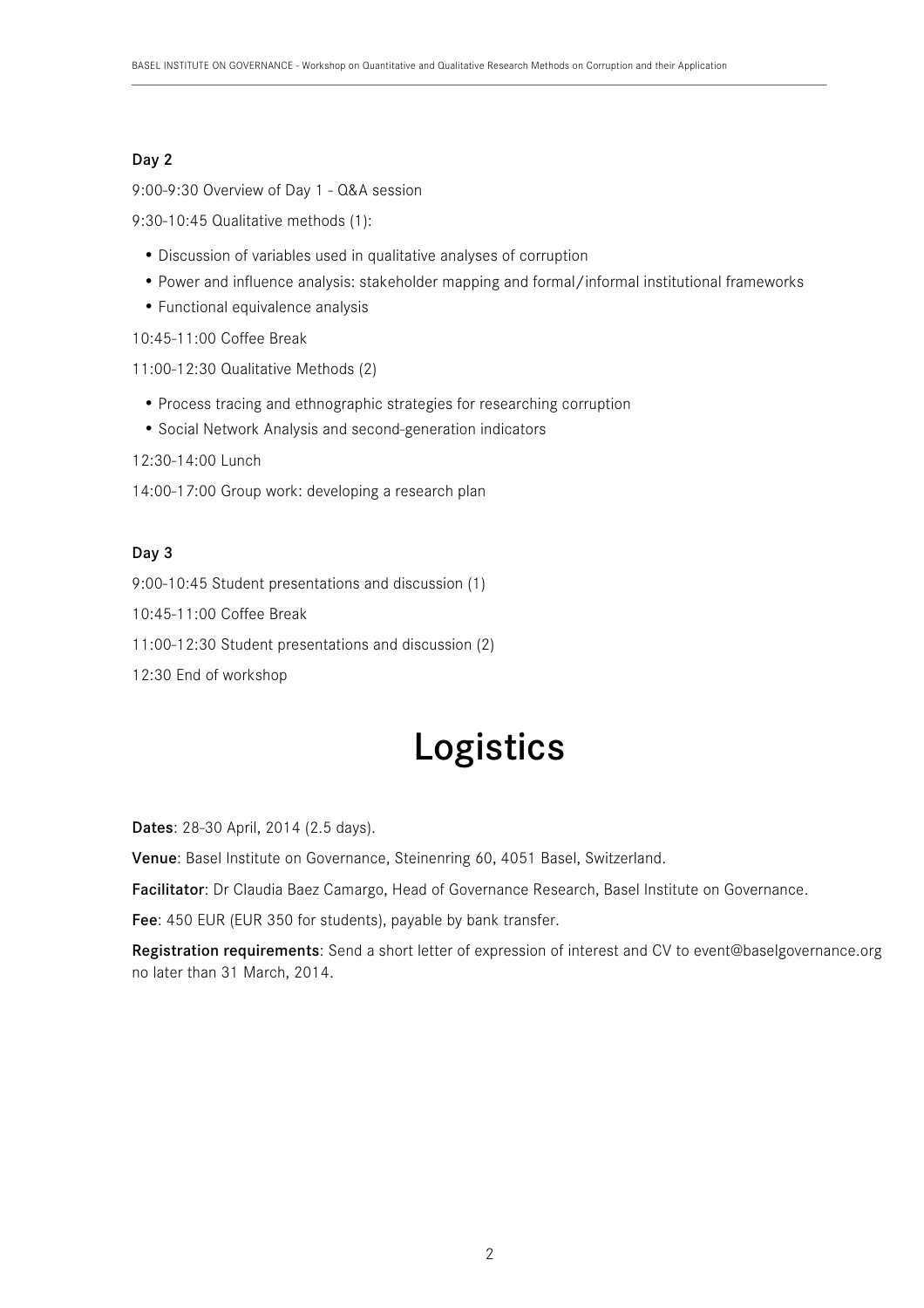### Day 2

9:00-9:30 Overview of Day 1 - Q&A session

9:30-10:45 Qualitative methods (1):

- Discussion of variables used in qualitative analyses of corruption
- Power and influence analysis: stakeholder mapping and formal/informal institutional frameworks
- Functional equivalence analysis

10:45-11:00 Coffee Break

11:00-12:30 Qualitative Methods (2)

- Process tracing and ethnographic strategies for researching corruption
- Social Network Analysis and second-generation indicators

12:30-14:00 Lunch

14:00-17:00 Group work: developing a research plan

### Day 3

9:00-10:45 Student presentations and discussion (1)

10:45-11:00 Coffee Break

11:00-12:30 Student presentations and discussion (2)

12:30 End of workshop

# Logistics

**Dates**: 28-30 April, 2014 (2.5 days).

**Venue**: Basel Institute on Governance, Steinenring 60, 4051 Basel, Switzerland.

**Facilitator**: Dr Claudia Baez Camargo, Head of Governance Research, Basel Institute on Governance.

**Fee**: 450 EUR (EUR 350 for students), payable by bank transfer.

**Registration requirements**: Send a short letter of expression of interest and CV to event@baselgovernance.org no later than 31 March, 2014.